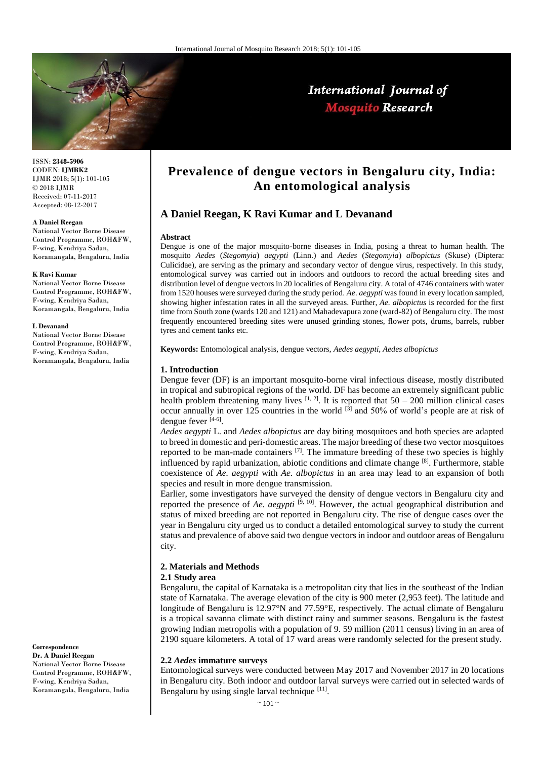# Prevalence of dengue vectors in Bengaluru city, India: An entomological analysis

ISSN: **2348-5906**
CODEN: **IJMRK2**
IJMR 2018; 5(1): 101-105
© 2018 IJMR
Received: 07-11-2017
Accepted: 08-12-2017

## A Daniel Reegan, K Ravi Kumar and L Devanand

**A Daniel Reegan**
National Vector Borne Disease Control Programme, ROH&FW, F-wing, Kendriya Sadan, Koramangala, Bengaluru, India

**K Ravi Kumar**
National Vector Borne Disease Control Programme, ROH&FW, F-wing, Kendriya Sadan, Koramangala, Bengaluru, India

**L Devanand**
National Vector Borne Disease Control Programme, ROH&FW, F-wing, Kendriya Sadan, Koramangala, Bengaluru, India

**Correspondence**
**Dr. A Daniel Reegan**
National Vector Borne Disease Control Programme, ROH&FW, F-wing, Kendriya Sadan, Koramangala, Bengaluru, India

### Abstract

Dengue is one of the major mosquito-borne diseases in India, posing a threat to human health. The mosquito *Aedes* (*Stegomyia*) *aegypti* (Linn.) and *Aedes* (*Stegomyia*) *albopictus* (Skuse) (Diptera: Culicidae), are serving as the primary and secondary vector of dengue virus, respectively. In this study, entomological survey was carried out in indoors and outdoors to record the actual breeding sites and distribution level of dengue vectors in 20 localities of Bengaluru city. A total of 4746 containers with water from 1520 houses were surveyed during the study period. *Ae. aegypti* was found in every location sampled, showing higher infestation rates in all the surveyed areas. Further, *Ae. albopictus* is recorded for the first time from South zone (wards 120 and 121) and Mahadevapura zone (ward-82) of Bengaluru city. The most frequently encountered breeding sites were unused grinding stones, flower pots, drums, barrels, rubber tyres and cement tanks etc.

**Keywords:** Entomological analysis, dengue vectors, *Aedes aegypti*, *Aedes albopictus*

### 1. Introduction

Dengue fever (DF) is an important mosquito-borne viral infectious disease, mostly distributed in tropical and subtropical regions of the world. DF has become an extremely significant public health problem threatening many lives [1, 2]. It is reported that 50 – 200 million clinical cases occur annually in over 125 countries in the world [3] and 50% of world's people are at risk of dengue fever [4-6].

*Aedes aegypti* L. and *Aedes albopictus* are day biting mosquitoes and both species are adapted to breed in domestic and peri-domestic areas. The major breeding of these two vector mosquitoes reported to be man-made containers [7]. The immature breeding of these two species is highly influenced by rapid urbanization, abiotic conditions and climate change [8]. Furthermore, stable coexistence of *Ae. aegypti* with *Ae. albopictus* in an area may lead to an expansion of both species and result in more dengue transmission.

Earlier, some investigators have surveyed the density of dengue vectors in Bengaluru city and reported the presence of *Ae. aegypti* [9, 10]. However, the actual geographical distribution and status of mixed breeding are not reported in Bengaluru city. The rise of dengue cases over the year in Bengaluru city urged us to conduct a detailed entomological survey to study the current status and prevalence of above said two dengue vectors in indoor and outdoor areas of Bengaluru city.

### 2. Materials and Methods

#### 2.1 Study area

Bengaluru, the capital of Karnataka is a metropolitan city that lies in the southeast of the Indian state of Karnataka. The average elevation of the city is 900 meter (2,953 feet). The latitude and longitude of Bengaluru is 12.97°N and 77.59°E, respectively. The actual climate of Bengaluru is a tropical savanna climate with distinct rainy and summer seasons. Bengaluru is the fastest growing Indian metropolis with a population of 9. 59 million (2011 census) living in an area of 2190 square kilometers. A total of 17 ward areas were randomly selected for the present study.

#### 2.2 *Aedes* immature surveys

Entomological surveys were conducted between May 2017 and November 2017 in 20 locations in Bengaluru city. Both indoor and outdoor larval surveys were carried out in selected wards of Bengaluru by using single larval technique [11].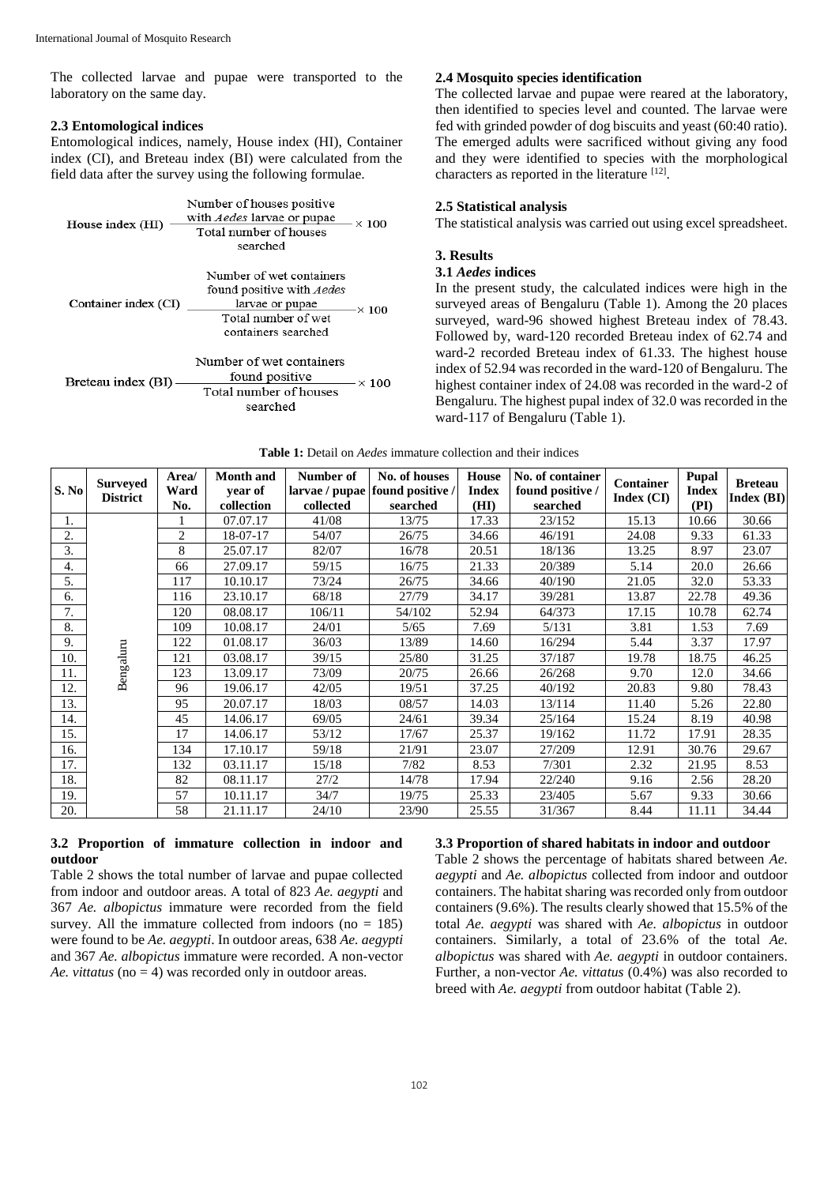The collected larvae and pupae were transported to the laboratory on the same day.

### 2.3 Entomological indices

Entomological indices, namely, House index (HI), Container index (CI), and Breteau index (BI) were calculated from the field data after the survey using the following formulae.

$$\text{House index (HI)} = \frac{\text{Number of houses positive with } Aedes \text{ larvae or pupae}}{\text{Total number of houses searched}} \times 100$$

$$\text{Container index (CI)} = \frac{\text{Number of wet containers found positive with } Aedes \text{ larvae or pupae}}{\text{Total number of wet containers searched}} \times 100$$

$$\text{Breteau index (BI)} = \frac{\text{Number of wet containers found positive}}{\text{Total number of houses searched}} \times 100$$

### 2.4 Mosquito species identification

The collected larvae and pupae were reared at the laboratory, then identified to species level and counted. The larvae were fed with grinded powder of dog biscuits and yeast (60:40 ratio). The emerged adults were sacrificed without giving any food and they were identified to species with the morphological characters as reported in the literature [12].

### 2.5 Statistical analysis

The statistical analysis was carried out using excel spreadsheet.

## 3. Results

### 3.1 *Aedes* indices

In the present study, the calculated indices were high in the surveyed areas of Bengaluru (Table 1). Among the 20 places surveyed, ward-96 showed highest Breteau index of 78.43. Followed by, ward-120 recorded Breteau index of 62.74 and ward-2 recorded Breteau index of 61.33. The highest house index of 52.94 was recorded in the ward-120 of Bengaluru. The highest container index of 24.08 was recorded in the ward-2 of Bengaluru. The highest pupal index of 32.0 was recorded in the ward-117 of Bengaluru (Table 1).

**Table 1:** Detail on *Aedes* immature collection and their indices

| S. No | Surveyed District | Area/ Ward No. | Month and year of collection | Number of larvae / pupae collected | No. of houses found positive / searched | House Index (HI) | No. of container found positive / searched | Container Index (CI) | Pupal Index (PI) | Breteau Index (BI) |
|---|---|---|---|---|---|---|---|---|---|---|
| 1. | Bengaluru | 1 | 07.07.17 | 41/08 | 13/75 | 17.33 | 23/152 | 15.13 | 10.66 | 30.66 |
| 2. | | 2 | 18-07-17 | 54/07 | 26/75 | 34.66 | 46/191 | 24.08 | 9.33 | 61.33 |
| 3. | | 8 | 25.07.17 | 82/07 | 16/78 | 20.51 | 18/136 | 13.25 | 8.97 | 23.07 |
| 4. | | 66 | 27.09.17 | 59/15 | 16/75 | 21.33 | 20/389 | 5.14 | 20.0 | 26.66 |
| 5. | | 117 | 10.10.17 | 73/24 | 26/75 | 34.66 | 40/190 | 21.05 | 32.0 | 53.33 |
| 6. | | 116 | 23.10.17 | 68/18 | 27/79 | 34.17 | 39/281 | 13.87 | 22.78 | 49.36 |
| 7. | | 120 | 08.08.17 | 106/11 | 54/102 | 52.94 | 64/373 | 17.15 | 10.78 | 62.74 |
| 8. | | 109 | 10.08.17 | 24/01 | 5/65 | 7.69 | 5/131 | 3.81 | 1.53 | 7.69 |
| 9. | | 122 | 01.08.17 | 36/03 | 13/89 | 14.60 | 16/294 | 5.44 | 3.37 | 17.97 |
| 10. | | 121 | 03.08.17 | 39/15 | 25/80 | 31.25 | 37/187 | 19.78 | 18.75 | 46.25 |
| 11. | | 123 | 13.09.17 | 73/09 | 20/75 | 26.66 | 26/268 | 9.70 | 12.0 | 34.66 |
| 12. | | 96 | 19.06.17 | 42/05 | 19/51 | 37.25 | 40/192 | 20.83 | 9.80 | 78.43 |
| 13. | | 95 | 20.07.17 | 18/03 | 08/57 | 14.03 | 13/114 | 11.40 | 5.26 | 22.80 |
| 14. | | 45 | 14.06.17 | 69/05 | 24/61 | 39.34 | 25/164 | 15.24 | 8.19 | 40.98 |
| 15. | | 17 | 14.06.17 | 53/12 | 17/67 | 25.37 | 19/162 | 11.72 | 17.91 | 28.35 |
| 16. | | 134 | 17.10.17 | 59/18 | 21/91 | 23.07 | 27/209 | 12.91 | 30.76 | 29.67 |
| 17. | | 132 | 03.11.17 | 15/18 | 7/82 | 8.53 | 7/301 | 2.32 | 21.95 | 8.53 |
| 18. | | 82 | 08.11.17 | 27/2 | 14/78 | 17.94 | 22/240 | 9.16 | 2.56 | 28.20 |
| 19. | | 57 | 10.11.17 | 34/7 | 19/75 | 25.33 | 23/405 | 5.67 | 9.33 | 30.66 |
| 20. | | 58 | 21.11.17 | 24/10 | 23/90 | 25.55 | 31/367 | 8.44 | 11.11 | 34.44 |

### 3.2 Proportion of immature collection in indoor and outdoor

Table 2 shows the total number of larvae and pupae collected from indoor and outdoor areas. A total of 823 *Ae. aegypti* and 367 *Ae. albopictus* immature were recorded from the field survey. All the immature collected from indoors (no = 185) were found to be *Ae. aegypti*. In outdoor areas, 638 *Ae. aegypti* and 367 *Ae. albopictus* immature were recorded. A non-vector *Ae. vittatus* (no = 4) was recorded only in outdoor areas.

### 3.3 Proportion of shared habitats in indoor and outdoor

Table 2 shows the percentage of habitats shared between *Ae. aegypti* and *Ae. albopictus* collected from indoor and outdoor containers. The habitat sharing was recorded only from outdoor containers (9.6%). The results clearly showed that 15.5% of the total *Ae. aegypti* was shared with *Ae. albopictus* in outdoor containers. Similarly, a total of 23.6% of the total *Ae. albopictus* was shared with *Ae. aegypti* in outdoor containers. Further, a non-vector *Ae. vittatus* (0.4%) was also recorded to breed with *Ae. aegypti* from outdoor habitat (Table 2).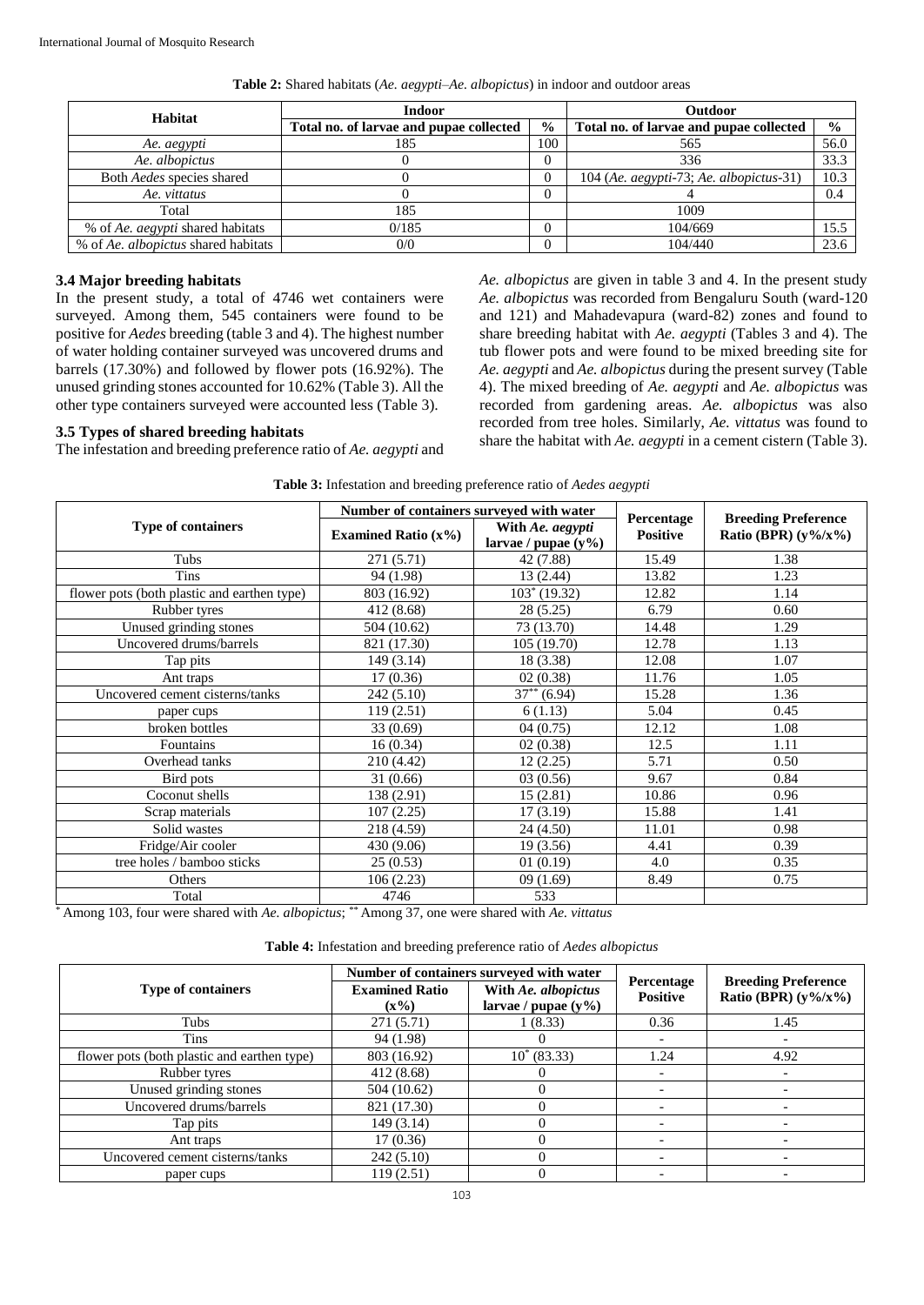**Table 2:** Shared habitats (*Ae. aegypti*–*Ae. albopictus*) in indoor and outdoor areas

| Habitat | Indoor | | Outdoor | |
|---|---|---|---|---|
| | Total no. of larvae and pupae collected | % | Total no. of larvae and pupae collected | % |
| *Ae. aegypti* | 185 | 100 | 565 | 56.0 |
| *Ae. albopictus* | 0 | 0 | 336 | 33.3 |
| Both *Aedes* species shared | 0 | 0 | 104 (*Ae. aegypti*-73; *Ae. albopictus*-31) | 10.3 |
| *Ae. vittatus* | 0 | 0 | 4 | 0.4 |
| Total | 185 | | 1009 | |
| % of *Ae. aegypti* shared habitats | 0/185 | 0 | 104/669 | 15.5 |
| % of *Ae. albopictus* shared habitats | 0/0 | 0 | 104/440 | 23.6 |

### 3.4 Major breeding habitats

In the present study, a total of 4746 wet containers were surveyed. Among them, 545 containers were found to be positive for *Aedes* breeding (table 3 and 4). The highest number of water holding container surveyed was uncovered drums and barrels (17.30%) and followed by flower pots (16.92%). The unused grinding stones accounted for 10.62% (Table 3). All the other type containers surveyed were accounted less (Table 3).

### 3.5 Types of shared breeding habitats

The infestation and breeding preference ratio of *Ae. aegypti* and *Ae. albopictus* are given in table 3 and 4. In the present study *Ae. albopictus* was recorded from Bengaluru South (ward-120 and 121) and Mahadevapura (ward-82) zones and found to share breeding habitat with *Ae. aegypti* (Tables 3 and 4). The tub flower pots and were found to be mixed breeding site for *Ae. aegypti* and *Ae. albopictus* during the present survey (Table 4). The mixed breeding of *Ae. aegypti* and *Ae. albopictus* was recorded from gardening areas. *Ae. albopictus* was also recorded from tree holes. Similarly, *Ae. vittatus* was found to share the habitat with *Ae. aegypti* in a cement cistern (Table 3).

**Table 3:** Infestation and breeding preference ratio of *Aedes aegypti*

| Type of containers | Number of containers surveyed with water | | Percentage Positive | Breeding Preference Ratio (BPR) (y%/x%) |
|---|---|---|---|---|
| | Examined Ratio (x%) | With *Ae. aegypti* larvae / pupae (y%) | | |
| Tubs | 271 (5.71) | 42 (7.88) | 15.49 | 1.38 |
| Tins | 94 (1.98) | 13 (2.44) | 13.82 | 1.23 |
| flower pots (both plastic and earthen type) | 803 (16.92) | 103* (19.32) | 12.82 | 1.14 |
| Rubber tyres | 412 (8.68) | 28 (5.25) | 6.79 | 0.60 |
| Unused grinding stones | 504 (10.62) | 73 (13.70) | 14.48 | 1.29 |
| Uncovered drums/barrels | 821 (17.30) | 105 (19.70) | 12.78 | 1.13 |
| Tap pits | 149 (3.14) | 18 (3.38) | 12.08 | 1.07 |
| Ant traps | 17 (0.36) | 02 (0.38) | 11.76 | 1.05 |
| Uncovered cement cisterns/tanks | 242 (5.10) | 37** (6.94) | 15.28 | 1.36 |
| paper cups | 119 (2.51) | 6 (1.13) | 5.04 | 0.45 |
| broken bottles | 33 (0.69) | 04 (0.75) | 12.12 | 1.08 |
| Fountains | 16 (0.34) | 02 (0.38) | 12.5 | 1.11 |
| Overhead tanks | 210 (4.42) | 12 (2.25) | 5.71 | 0.50 |
| Bird pots | 31 (0.66) | 03 (0.56) | 9.67 | 0.84 |
| Coconut shells | 138 (2.91) | 15 (2.81) | 10.86 | 0.96 |
| Scrap materials | 107 (2.25) | 17 (3.19) | 15.88 | 1.41 |
| Solid wastes | 218 (4.59) | 24 (4.50) | 11.01 | 0.98 |
| Fridge/Air cooler | 430 (9.06) | 19 (3.56) | 4.41 | 0.39 |
| tree holes / bamboo sticks | 25 (0.53) | 01 (0.19) | 4.0 | 0.35 |
| Others | 106 (2.23) | 09 (1.69) | 8.49 | 0.75 |
| Total | 4746 | 533 | | |

\* Among 103, four were shared with *Ae. albopictus*; ** Among 37, one were shared with *Ae. vittatus*

**Table 4:** Infestation and breeding preference ratio of *Aedes albopictus*

| Type of containers | Number of containers surveyed with water | | Percentage Positive | Breeding Preference Ratio (BPR) (y%/x%) |
|---|---|---|---|---|
| | Examined Ratio (x%) | With *Ae. albopictus* larvae / pupae (y%) | | |
| Tubs | 271 (5.71) | 1 (8.33) | 0.36 | 1.45 |
| Tins | 94 (1.98) | 0 | - | - |
| flower pots (both plastic and earthen type) | 803 (16.92) | 10* (83.33) | 1.24 | 4.92 |
| Rubber tyres | 412 (8.68) | 0 | - | - |
| Unused grinding stones | 504 (10.62) | 0 | - | - |
| Uncovered drums/barrels | 821 (17.30) | 0 | - | - |
| Tap pits | 149 (3.14) | 0 | - | - |
| Ant traps | 17 (0.36) | 0 | - | - |
| Uncovered cement cisterns/tanks | 242 (5.10) | 0 | - | - |
| paper cups | 119 (2.51) | 0 | - | - |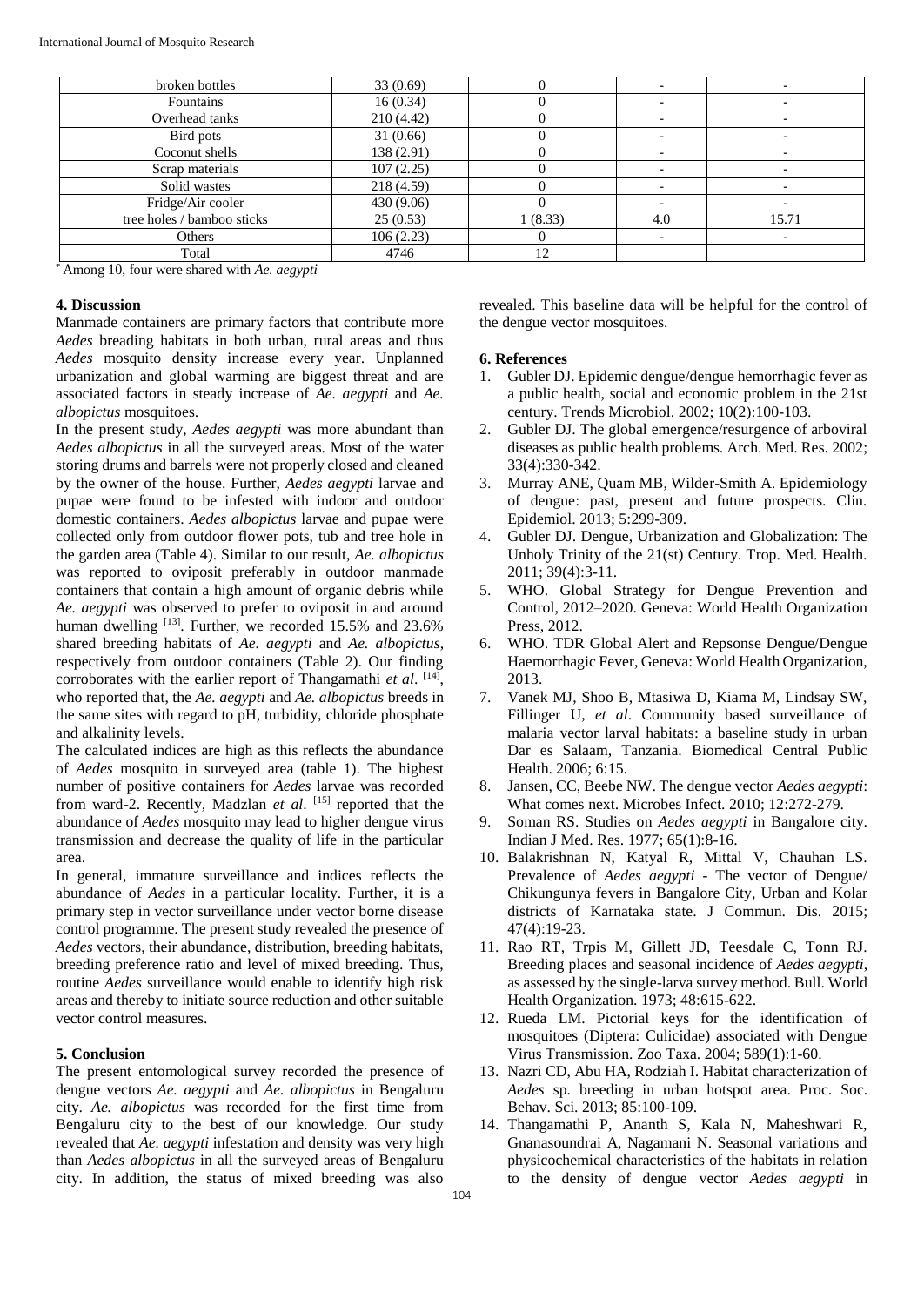| | | | | |
|---|---|---|---|---|
| broken bottles | 33 (0.69) | 0 | - | - |
| Fountains | 16 (0.34) | 0 | - | - |
| Overhead tanks | 210 (4.42) | 0 | - | - |
| Bird pots | 31 (0.66) | 0 | - | - |
| Coconut shells | 138 (2.91) | 0 | - | - |
| Scrap materials | 107 (2.25) | 0 | - | - |
| Solid wastes | 218 (4.59) | 0 | - | - |
| Fridge/Air cooler | 430 (9.06) | 0 | - | - |
| tree holes / bamboo sticks | 25 (0.53) | 1 (8.33) | 4.0 | 15.71 |
| Others | 106 (2.23) | 0 | - | - |
| Total | 4746 | 12 | | |

* Among 10, four were shared with *Ae. aegypti*

## 4. Discussion

Manmade containers are primary factors that contribute more *Aedes* breading habitats in both urban, rural areas and thus *Aedes* mosquito density increase every year. Unplanned urbanization and global warming are biggest threat and are associated factors in steady increase of *Ae. aegypti* and *Ae. albopictus* mosquitoes.

In the present study, *Aedes aegypti* was more abundant than *Aedes albopictus* in all the surveyed areas. Most of the water storing drums and barrels were not properly closed and cleaned by the owner of the house. Further, *Aedes aegypti* larvae and pupae were found to be infested with indoor and outdoor domestic containers. *Aedes albopictus* larvae and pupae were collected only from outdoor flower pots, tub and tree hole in the garden area (Table 4). Similar to our result, *Ae. albopictus* was reported to oviposit preferably in outdoor manmade containers that contain a high amount of organic debris while *Ae. aegypti* was observed to prefer to oviposit in and around human dwelling [13]. Further, we recorded 15.5% and 23.6% shared breeding habitats of *Ae. aegypti* and *Ae. albopictus*, respectively from outdoor containers (Table 2). Our finding corroborates with the earlier report of Thangamathi *et al*. [14], who reported that, the *Ae. aegypti* and *Ae. albopictus* breeds in the same sites with regard to pH, turbidity, chloride phosphate and alkalinity levels.

The calculated indices are high as this reflects the abundance of *Aedes* mosquito in surveyed area (table 1). The highest number of positive containers for *Aedes* larvae was recorded from ward-2. Recently, Madzlan *et al*. [15] reported that the abundance of *Aedes* mosquito may lead to higher dengue virus transmission and decrease the quality of life in the particular area.

In general, immature surveillance and indices reflects the abundance of *Aedes* in a particular locality. Further, it is a primary step in vector surveillance under vector borne disease control programme. The present study revealed the presence of *Aedes* vectors, their abundance, distribution, breeding habitats, breeding preference ratio and level of mixed breeding. Thus, routine *Aedes* surveillance would enable to identify high risk areas and thereby to initiate source reduction and other suitable vector control measures.

## 5. Conclusion

The present entomological survey recorded the presence of dengue vectors *Ae. aegypti* and *Ae. albopictus* in Bengaluru city. *Ae. albopictus* was recorded for the first time from Bengaluru city to the best of our knowledge. Our study revealed that *Ae. aegypti* infestation and density was very high than *Aedes albopictus* in all the surveyed areas of Bengaluru city. In addition, the status of mixed breeding was also revealed. This baseline data will be helpful for the control of the dengue vector mosquitoes.

## 6. References

1. Gubler DJ. Epidemic dengue/dengue hemorrhagic fever as a public health, social and economic problem in the 21st century. Trends Microbiol. 2002; 10(2):100-103.
2. Gubler DJ. The global emergence/resurgence of arboviral diseases as public health problems. Arch. Med. Res. 2002; 33(4):330-342.
3. Murray ANE, Quam MB, Wilder-Smith A. Epidemiology of dengue: past, present and future prospects. Clin. Epidemiol. 2013; 5:299-309.
4. Gubler DJ. Dengue, Urbanization and Globalization: The Unholy Trinity of the 21(st) Century. Trop. Med. Health. 2011; 39(4):3-11.
5. WHO. Global Strategy for Dengue Prevention and Control, 2012–2020. Geneva: World Health Organization Press, 2012.
6. WHO. TDR Global Alert and Repsonse Dengue/Dengue Haemorrhagic Fever, Geneva: World Health Organization, 2013.
7. Vanek MJ, Shoo B, Mtasiwa D, Kiama M, Lindsay SW, Fillinger U, *et al*. Community based surveillance of malaria vector larval habitats: a baseline study in urban Dar es Salaam, Tanzania. Biomedical Central Public Health. 2006; 6:15.
8. Jansen, CC, Beebe NW. The dengue vector *Aedes aegypti*: What comes next. Microbes Infect. 2010; 12:272-279.
9. Soman RS. Studies on *Aedes aegypti* in Bangalore city. Indian J Med. Res. 1977; 65(1):8-16.
10. Balakrishnan N, Katyal R, Mittal V, Chauhan LS. Prevalence of *Aedes aegypti* - The vector of Dengue/ Chikungunya fevers in Bangalore City, Urban and Kolar districts of Karnataka state. J Commun. Dis. 2015; 47(4):19-23.
11. Rao RT, Trpis M, Gillett JD, Teesdale C, Tonn RJ. Breeding places and seasonal incidence of *Aedes aegypti*, as assessed by the single-larva survey method. Bull. World Health Organization. 1973; 48:615-622.
12. Rueda LM. Pictorial keys for the identification of mosquitoes (Diptera: Culicidae) associated with Dengue Virus Transmission. Zoo Taxa. 2004; 589(1):1-60.
13. Nazri CD, Abu HA, Rodziah I. Habitat characterization of *Aedes* sp. breeding in urban hotspot area. Proc. Soc. Behav. Sci. 2013; 85:100-109.
14. Thangamathi P, Ananth S, Kala N, Maheshwari R, Gnanasoundrai A, Nagamani N. Seasonal variations and physicochemical characteristics of the habitats in relation to the density of dengue vector *Aedes aegypti* in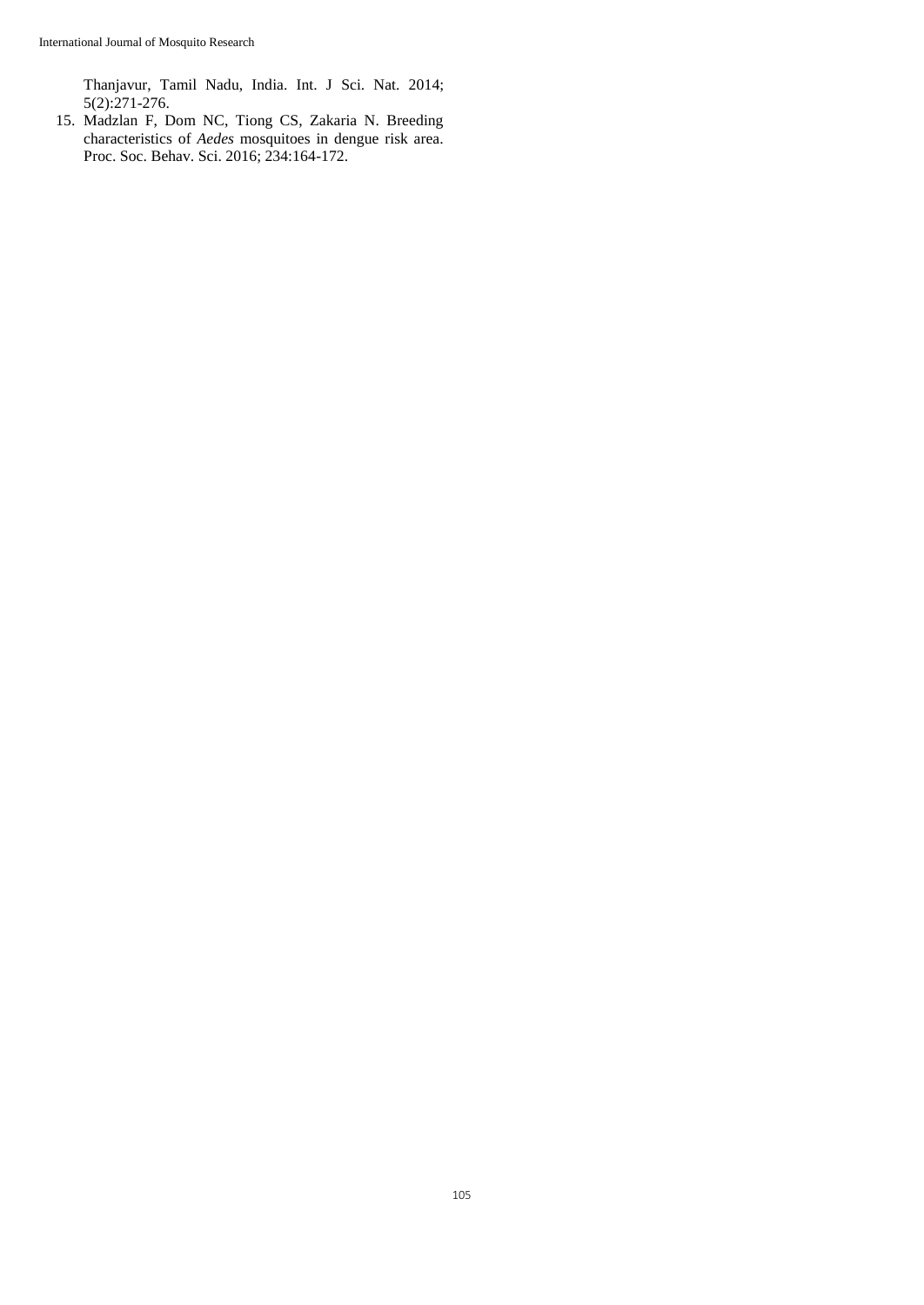Thanjavur, Tamil Nadu, India. Int. J Sci. Nat. 2014; 5(2):271-276.

15. Madzlan F, Dom NC, Tiong CS, Zakaria N. Breeding characteristics of *Aedes* mosquitoes in dengue risk area. Proc. Soc. Behav. Sci. 2016; 234:164-172.